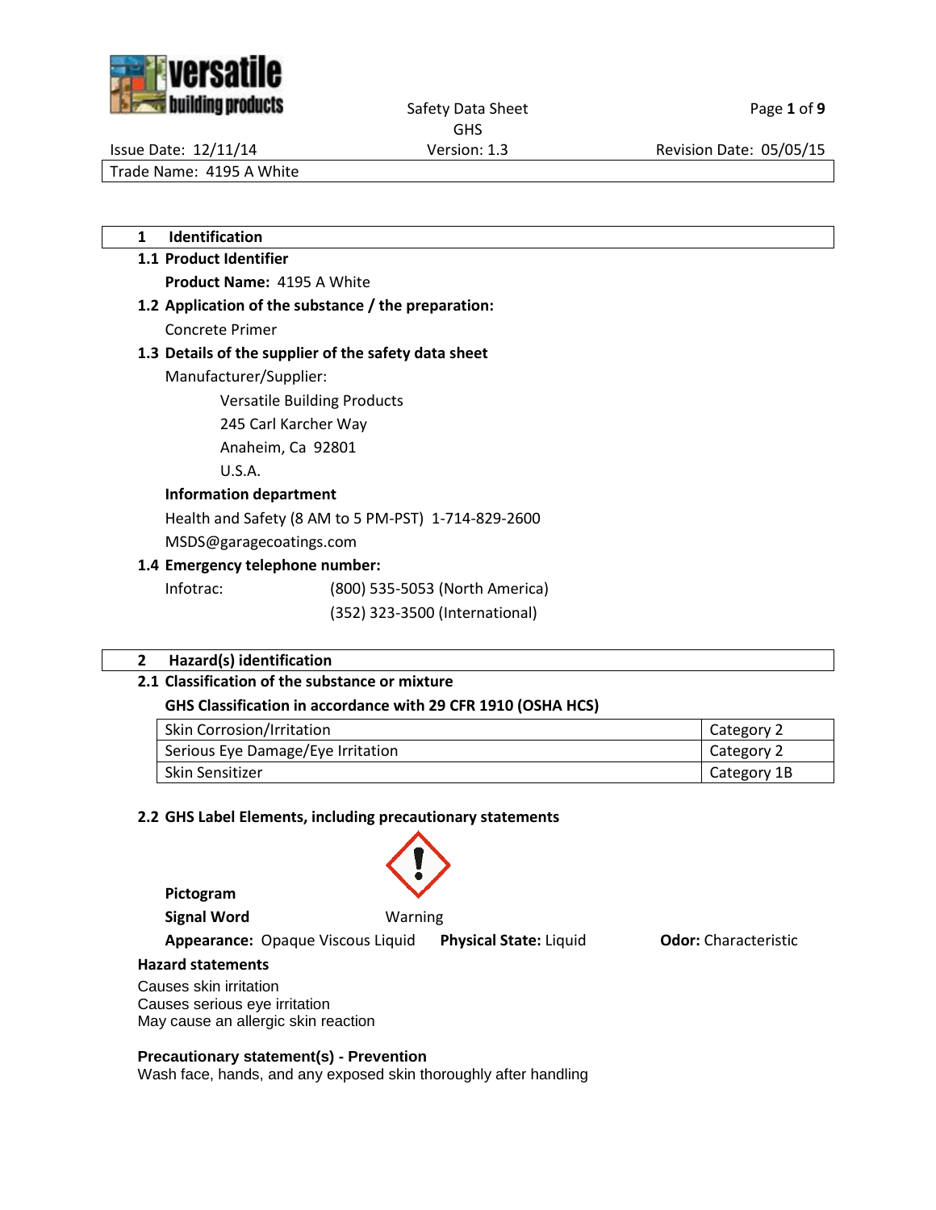Safety Data Sheet
GHS

Issue Date: 12/11/14 | Version: 1.3 | Revision Date: 05/05/15

Trade Name: 4195 A White

## 1 Identification

### 1.1 Product Identifier

**Product Name:** 4195 A White

### 1.2 Application of the substance / the preparation:

Concrete Primer

### 1.3 Details of the supplier of the safety data sheet

Manufacturer/Supplier:

Versatile Building Products
245 Carl Karcher Way
Anaheim, Ca 92801
U.S.A.

**Information department**

Health and Safety (8 AM to 5 PM-PST) 1-714-829-2600

MSDS@garagecoatings.com

### 1.4 Emergency telephone number:

Infotrac: (800) 535-5053 (North America)
(352) 323-3500 (International)

## 2 Hazard(s) identification

### 2.1 Classification of the substance or mixture

**GHS Classification in accordance with 29 CFR 1910 (OSHA HCS)**

| Hazard Class | Category |
|---|---|
| Skin Corrosion/Irritation | Category 2 |
| Serious Eye Damage/Eye Irritation | Category 2 |
| Skin Sensitizer | Category 1B |

### 2.2 GHS Label Elements, including precautionary statements

**Pictogram**

**Signal Word** Warning

**Appearance:** Opaque Viscous Liquid **Physical State:** Liquid **Odor:** Characteristic

**Hazard statements**

Causes skin irritation
Causes serious eye irritation
May cause an allergic skin reaction

**Precautionary statement(s) - Prevention**

Wash face, hands, and any exposed skin thoroughly after handling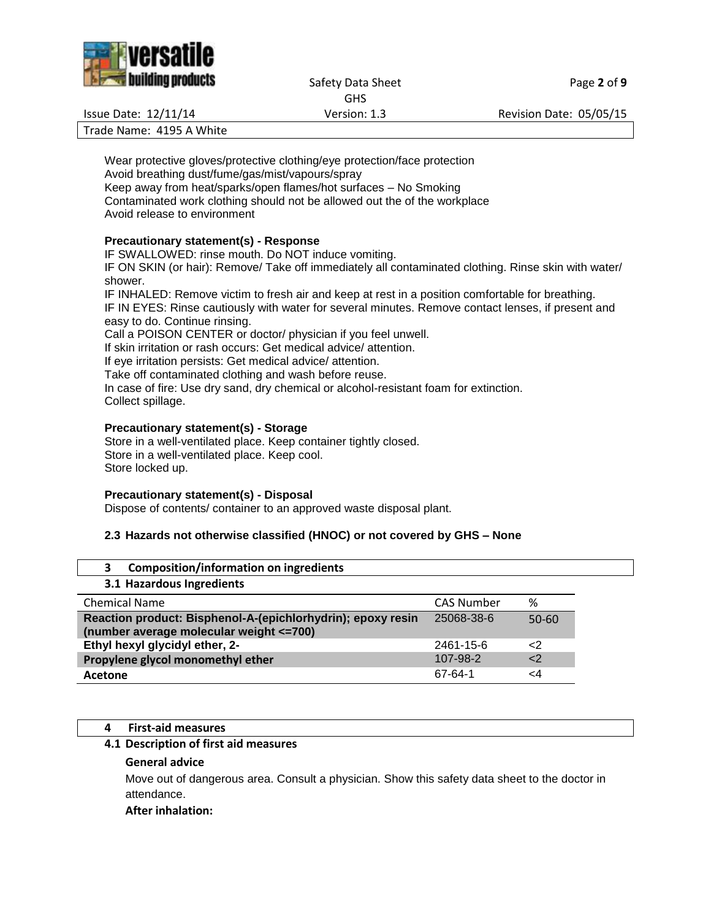Wear protective gloves/protective clothing/eye protection/face protection
Avoid breathing dust/fume/gas/mist/vapours/spray
Keep away from heat/sparks/open flames/hot surfaces – No Smoking
Contaminated work clothing should not be allowed out the of the workplace
Avoid release to environment

**Precautionary statement(s) - Response**

IF SWALLOWED: rinse mouth. Do NOT induce vomiting.
IF ON SKIN (or hair): Remove/ Take off immediately all contaminated clothing. Rinse skin with water/ shower.
IF INHALED: Remove victim to fresh air and keep at rest in a position comfortable for breathing.
IF IN EYES: Rinse cautiously with water for several minutes. Remove contact lenses, if present and easy to do. Continue rinsing.
Call a POISON CENTER or doctor/ physician if you feel unwell.
If skin irritation or rash occurs: Get medical advice/ attention.
If eye irritation persists: Get medical advice/ attention.
Take off contaminated clothing and wash before reuse.
In case of fire: Use dry sand, dry chemical or alcohol-resistant foam for extinction.
Collect spillage.

**Precautionary statement(s) - Storage**

Store in a well-ventilated place. Keep container tightly closed.
Store in a well-ventilated place. Keep cool.
Store locked up.

**Precautionary statement(s) - Disposal**

Dispose of contents/ container to an approved waste disposal plant.

**2.3 Hazards not otherwise classified (HNOC) or not covered by GHS – None**

## 3 Composition/information on ingredients

### 3.1 Hazardous Ingredients

| Chemical Name | CAS Number | % |
|---|---|---|
| **Reaction product: Bisphenol-A-(epichlorhydrin); epoxy resin (number average molecular weight <=700)** | 25068-38-6 | 50-60 |
| **Ethyl hexyl glycidyl ether, 2-** | 2461-15-6 | <2 |
| **Propylene glycol monomethyl ether** | 107-98-2 | <2 |
| **Acetone** | 67-64-1 | <4 |

## 4 First-aid measures

### 4.1 Description of first aid measures

**General advice**

Move out of dangerous area. Consult a physician. Show this safety data sheet to the doctor in attendance.

**After inhalation:**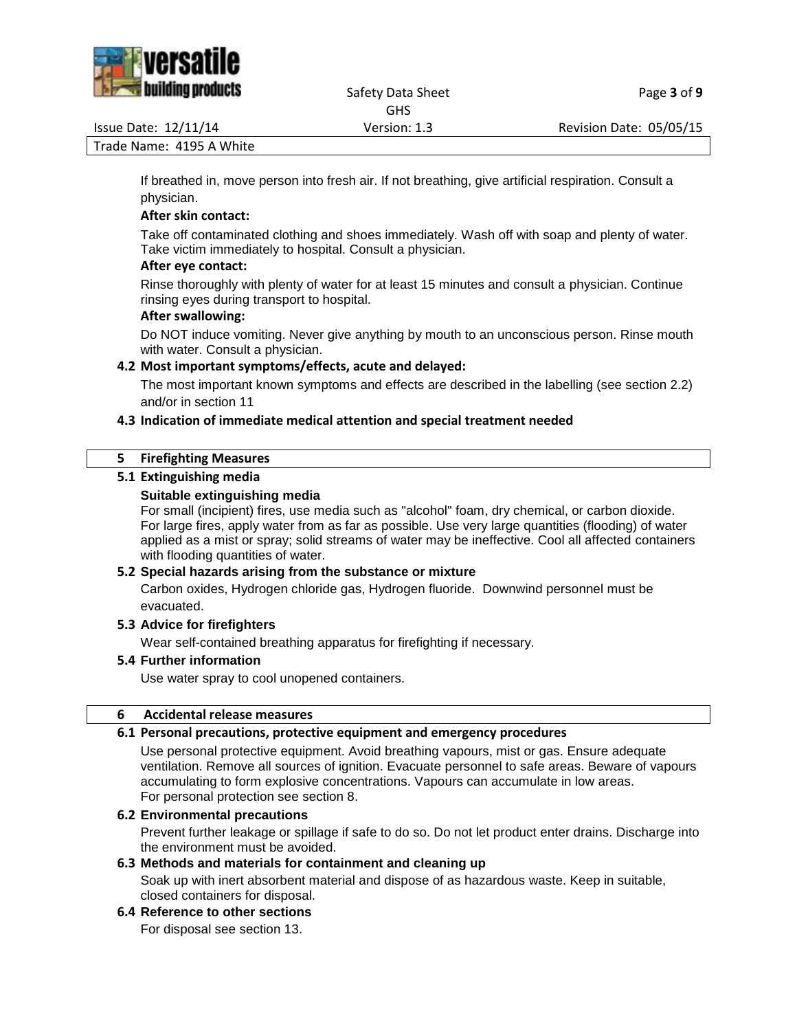If breathed in, move person into fresh air. If not breathing, give artificial respiration. Consult a physician.

**After skin contact:**

Take off contaminated clothing and shoes immediately. Wash off with soap and plenty of water. Take victim immediately to hospital. Consult a physician.

**After eye contact:**

Rinse thoroughly with plenty of water for at least 15 minutes and consult a physician. Continue rinsing eyes during transport to hospital.

**After swallowing:**

Do NOT induce vomiting. Never give anything by mouth to an unconscious person. Rinse mouth with water. Consult a physician.

### 4.2 Most important symptoms/effects, acute and delayed:

The most important known symptoms and effects are described in the labelling (see section 2.2) and/or in section 11

### 4.3 Indication of immediate medical attention and special treatment needed

## 5 Firefighting Measures

### 5.1 Extinguishing media

**Suitable extinguishing media**

For small (incipient) fires, use media such as "alcohol" foam, dry chemical, or carbon dioxide. For large fires, apply water from as far as possible. Use very large quantities (flooding) of water applied as a mist or spray; solid streams of water may be ineffective. Cool all affected containers with flooding quantities of water.

### 5.2 Special hazards arising from the substance or mixture

Carbon oxides, Hydrogen chloride gas, Hydrogen fluoride. Downwind personnel must be evacuated.

### 5.3 Advice for firefighters

Wear self-contained breathing apparatus for firefighting if necessary.

### 5.4 Further information

Use water spray to cool unopened containers.

## 6 Accidental release measures

### 6.1 Personal precautions, protective equipment and emergency procedures

Use personal protective equipment. Avoid breathing vapours, mist or gas. Ensure adequate ventilation. Remove all sources of ignition. Evacuate personnel to safe areas. Beware of vapours accumulating to form explosive concentrations. Vapours can accumulate in low areas.
For personal protection see section 8.

### 6.2 Environmental precautions

Prevent further leakage or spillage if safe to do so. Do not let product enter drains. Discharge into the environment must be avoided.

### 6.3 Methods and materials for containment and cleaning up

Soak up with inert absorbent material and dispose of as hazardous waste. Keep in suitable, closed containers for disposal.

### 6.4 Reference to other sections

For disposal see section 13.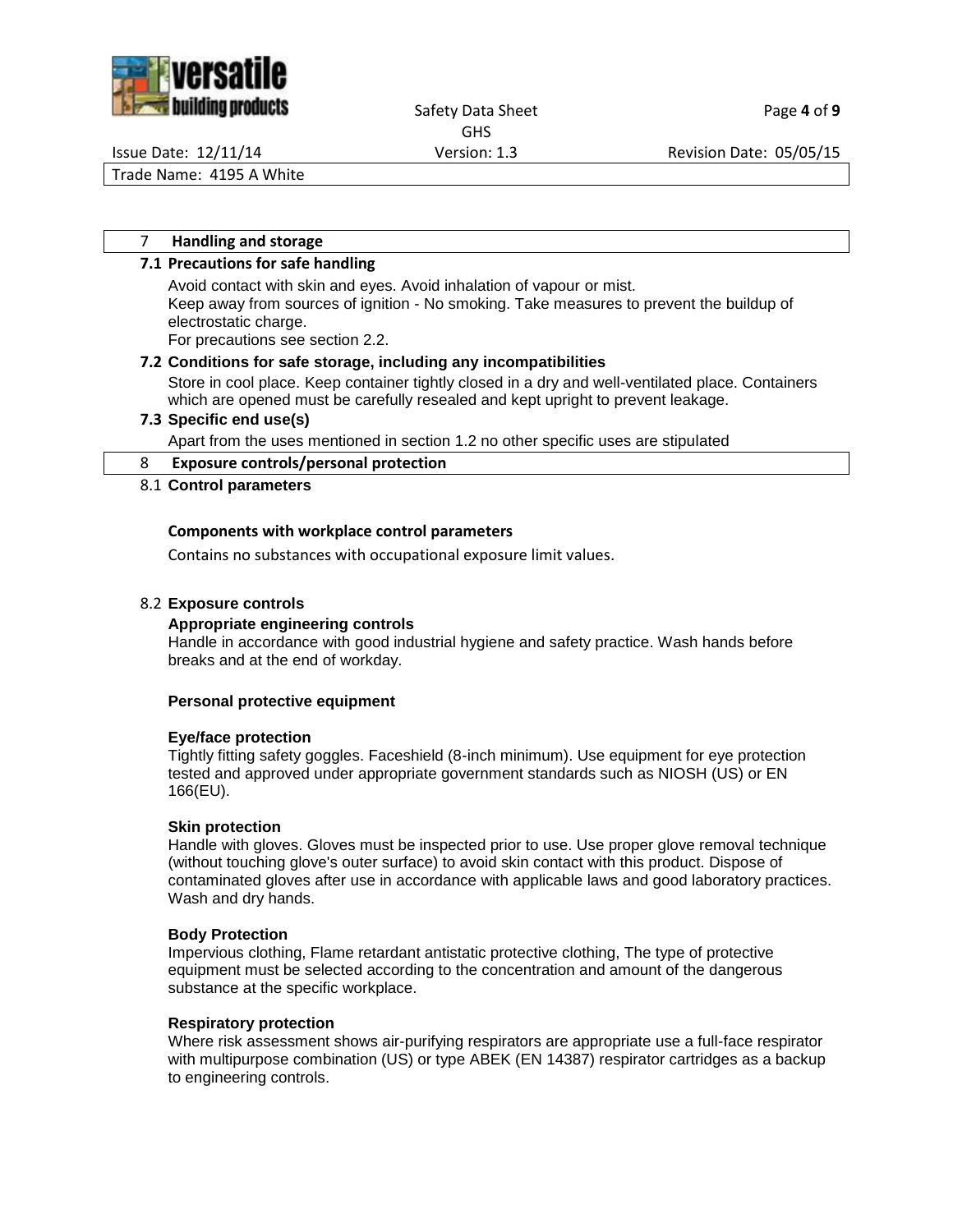## 7 Handling and storage

### 7.1 Precautions for safe handling

Avoid contact with skin and eyes. Avoid inhalation of vapour or mist.
Keep away from sources of ignition - No smoking. Take measures to prevent the buildup of electrostatic charge.
For precautions see section 2.2.

### 7.2 Conditions for safe storage, including any incompatibilities

Store in cool place. Keep container tightly closed in a dry and well-ventilated place. Containers which are opened must be carefully resealed and kept upright to prevent leakage.

### 7.3 Specific end use(s)

Apart from the uses mentioned in section 1.2 no other specific uses are stipulated

## 8 Exposure controls/personal protection

### 8.1 Control parameters

**Components with workplace control parameters**

Contains no substances with occupational exposure limit values.

### 8.2 Exposure controls

**Appropriate engineering controls**
Handle in accordance with good industrial hygiene and safety practice. Wash hands before breaks and at the end of workday.

**Personal protective equipment**

**Eye/face protection**
Tightly fitting safety goggles. Faceshield (8-inch minimum). Use equipment for eye protection tested and approved under appropriate government standards such as NIOSH (US) or EN 166(EU).

**Skin protection**
Handle with gloves. Gloves must be inspected prior to use. Use proper glove removal technique (without touching glove's outer surface) to avoid skin contact with this product. Dispose of contaminated gloves after use in accordance with applicable laws and good laboratory practices. Wash and dry hands.

**Body Protection**
Impervious clothing, Flame retardant antistatic protective clothing, The type of protective equipment must be selected according to the concentration and amount of the dangerous substance at the specific workplace.

**Respiratory protection**
Where risk assessment shows air-purifying respirators are appropriate use a full-face respirator with multipurpose combination (US) or type ABEK (EN 14387) respirator cartridges as a backup to engineering controls.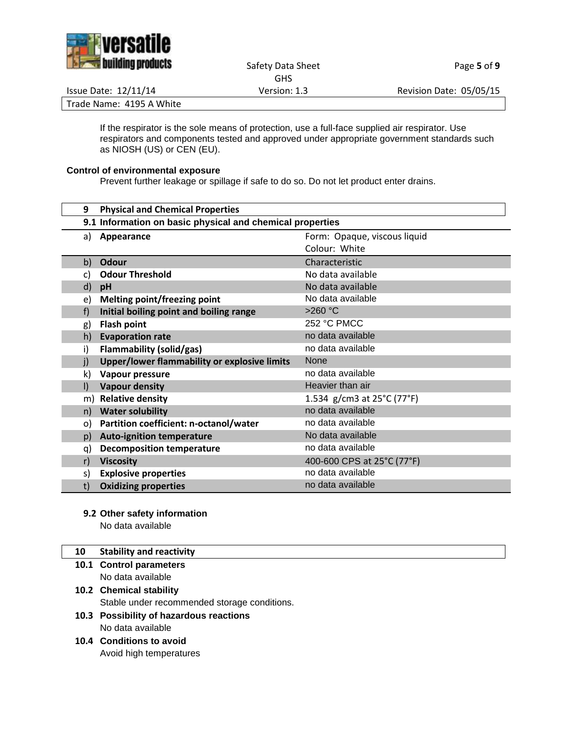If the respirator is the sole means of protection, use a full-face supplied air respirator. Use respirators and components tested and approved under appropriate government standards such as NIOSH (US) or CEN (EU).

**Control of environmental exposure**

Prevent further leakage or spillage if safe to do so. Do not let product enter drains.

## 9 Physical and Chemical Properties

### 9.1 Information on basic physical and chemical properties

| | Property | Value |
|---|---|---|
| a) | **Appearance** | Form: Opaque, viscous liquid<br>Colour: White |
| b) | **Odour** | Characteristic |
| c) | **Odour Threshold** | No data available |
| d) | **pH** | No data available |
| e) | **Melting point/freezing point** | No data available |
| f) | **Initial boiling point and boiling range** | >260 °C |
| g) | **Flash point** | 252 °C PMCC |
| h) | **Evaporation rate** | no data available |
| i) | **Flammability (solid/gas)** | no data available |
| j) | **Upper/lower flammability or explosive limits** | None |
| k) | **Vapour pressure** | no data available |
| l) | **Vapour density** | Heavier than air |
| m) | **Relative density** | 1.534 g/cm3 at 25°C (77°F) |
| n) | **Water solubility** | no data available |
| o) | **Partition coefficient: n-octanol/water** | no data available |
| p) | **Auto-ignition temperature** | No data available |
| q) | **Decomposition temperature** | no data available |
| r) | **Viscosity** | 400-600 CPS at 25°C (77°F) |
| s) | **Explosive properties** | no data available |
| t) | **Oxidizing properties** | no data available |

### 9.2 Other safety information

No data available

## 10 Stability and reactivity

### 10.1 Control parameters

No data available

### 10.2 Chemical stability

Stable under recommended storage conditions.

### 10.3 Possibility of hazardous reactions

No data available

### 10.4 Conditions to avoid

Avoid high temperatures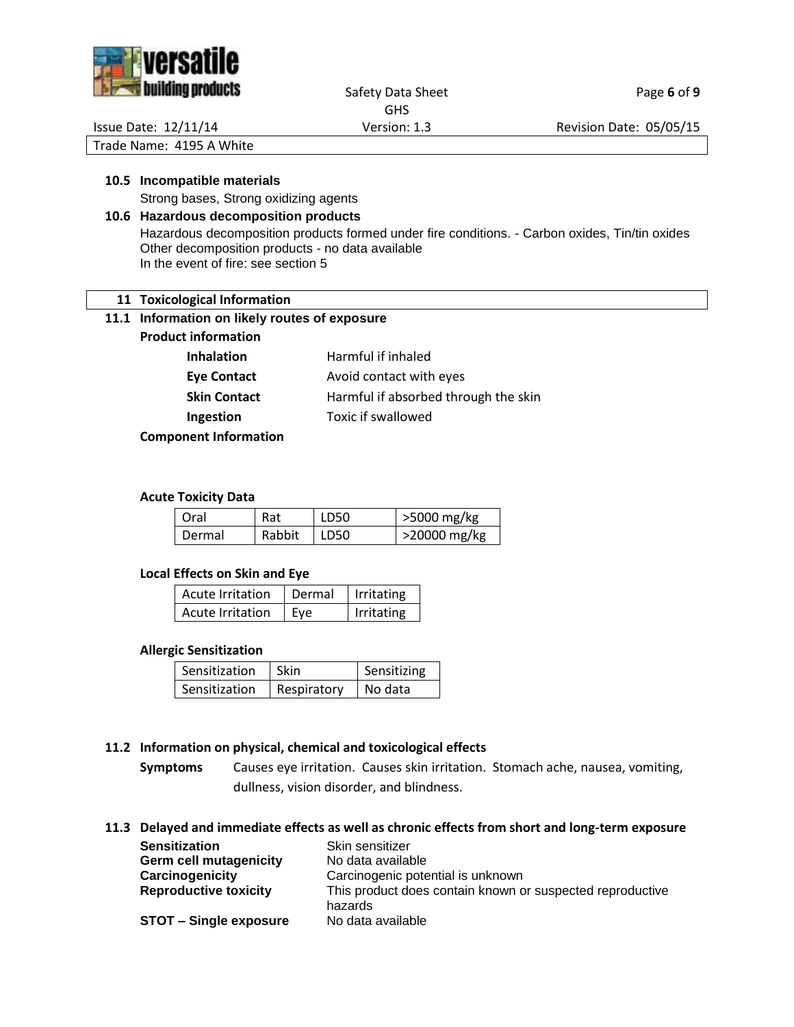### 10.5 Incompatible materials

Strong bases, Strong oxidizing agents

### 10.6 Hazardous decomposition products

Hazardous decomposition products formed under fire conditions. - Carbon oxides, Tin/tin oxides
Other decomposition products - no data available
In the event of fire: see section 5

## 11 Toxicological Information

### 11.1 Information on likely routes of exposure

**Product information**

| | |
|---|---|
| **Inhalation** | Harmful if inhaled |
| **Eye Contact** | Avoid contact with eyes |
| **Skin Contact** | Harmful if absorbed through the skin |
| **Ingestion** | Toxic if swallowed |

**Component Information**

**Acute Toxicity Data**

| | | | |
|---|---|---|---|
| Oral | Rat | LD50 | >5000 mg/kg |
| Dermal | Rabbit | LD50 | >20000 mg/kg |

**Local Effects on Skin and Eye**

| | | |
|---|---|---|
| Acute Irritation | Dermal | Irritating |
| Acute Irritation | Eye | Irritating |

**Allergic Sensitization**

| | | |
|---|---|---|
| Sensitization | Skin | Sensitizing |
| Sensitization | Respiratory | No data |

### 11.2 Information on physical, chemical and toxicological effects

**Symptoms** Causes eye irritation. Causes skin irritation. Stomach ache, nausea, vomiting, dullness, vision disorder, and blindness.

### 11.3 Delayed and immediate effects as well as chronic effects from short and long-term exposure

| | |
|---|---|
| **Sensitization** | Skin sensitizer |
| **Germ cell mutagenicity** | No data available |
| **Carcinogenicity** | Carcinogenic potential is unknown |
| **Reproductive toxicity** | This product does contain known or suspected reproductive hazards |
| **STOT – Single exposure** | No data available |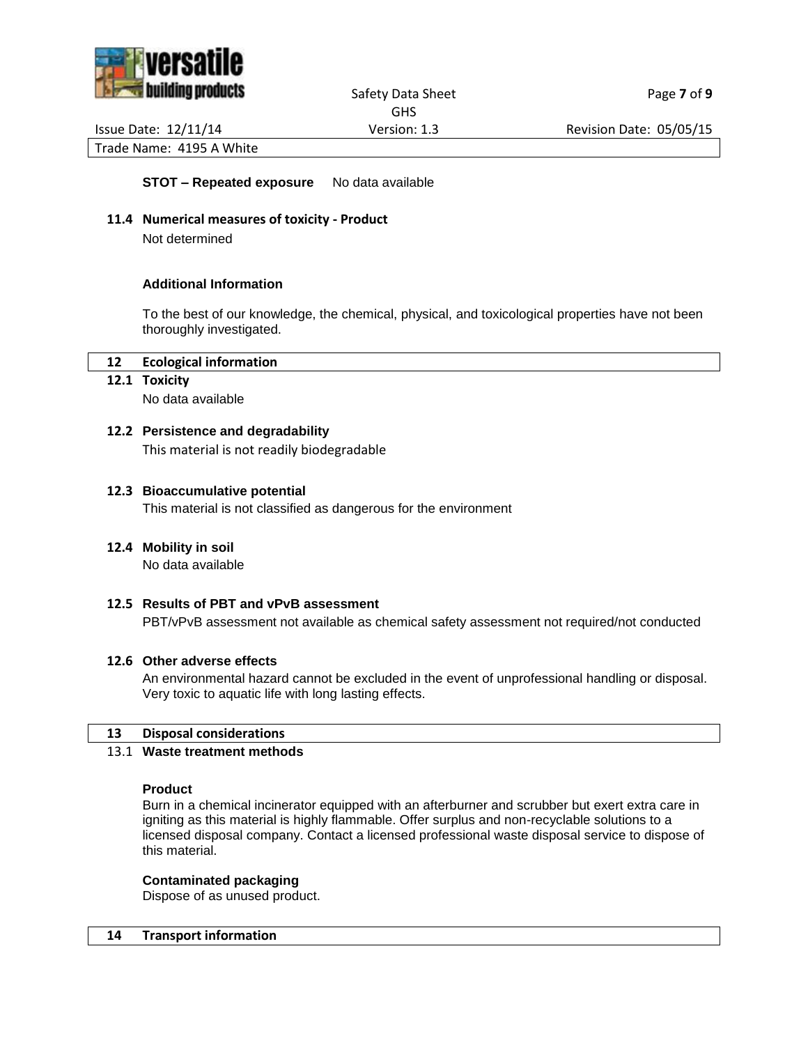**STOT – Repeated exposure** No data available

### 11.4 Numerical measures of toxicity - Product

Not determined

**Additional Information**

To the best of our knowledge, the chemical, physical, and toxicological properties have not been thoroughly investigated.

## 12 Ecological information

### 12.1 Toxicity

No data available

### 12.2 Persistence and degradability

This material is not readily biodegradable

### 12.3 Bioaccumulative potential

This material is not classified as dangerous for the environment

### 12.4 Mobility in soil

No data available

### 12.5 Results of PBT and vPvB assessment

PBT/vPvB assessment not available as chemical safety assessment not required/not conducted

### 12.6 Other adverse effects

An environmental hazard cannot be excluded in the event of unprofessional handling or disposal. Very toxic to aquatic life with long lasting effects.

## 13 Disposal considerations

### 13.1 Waste treatment methods

**Product**

Burn in a chemical incinerator equipped with an afterburner and scrubber but exert extra care in igniting as this material is highly flammable. Offer surplus and non-recyclable solutions to a licensed disposal company. Contact a licensed professional waste disposal service to dispose of this material.

**Contaminated packaging**

Dispose of as unused product.

## 14 Transport information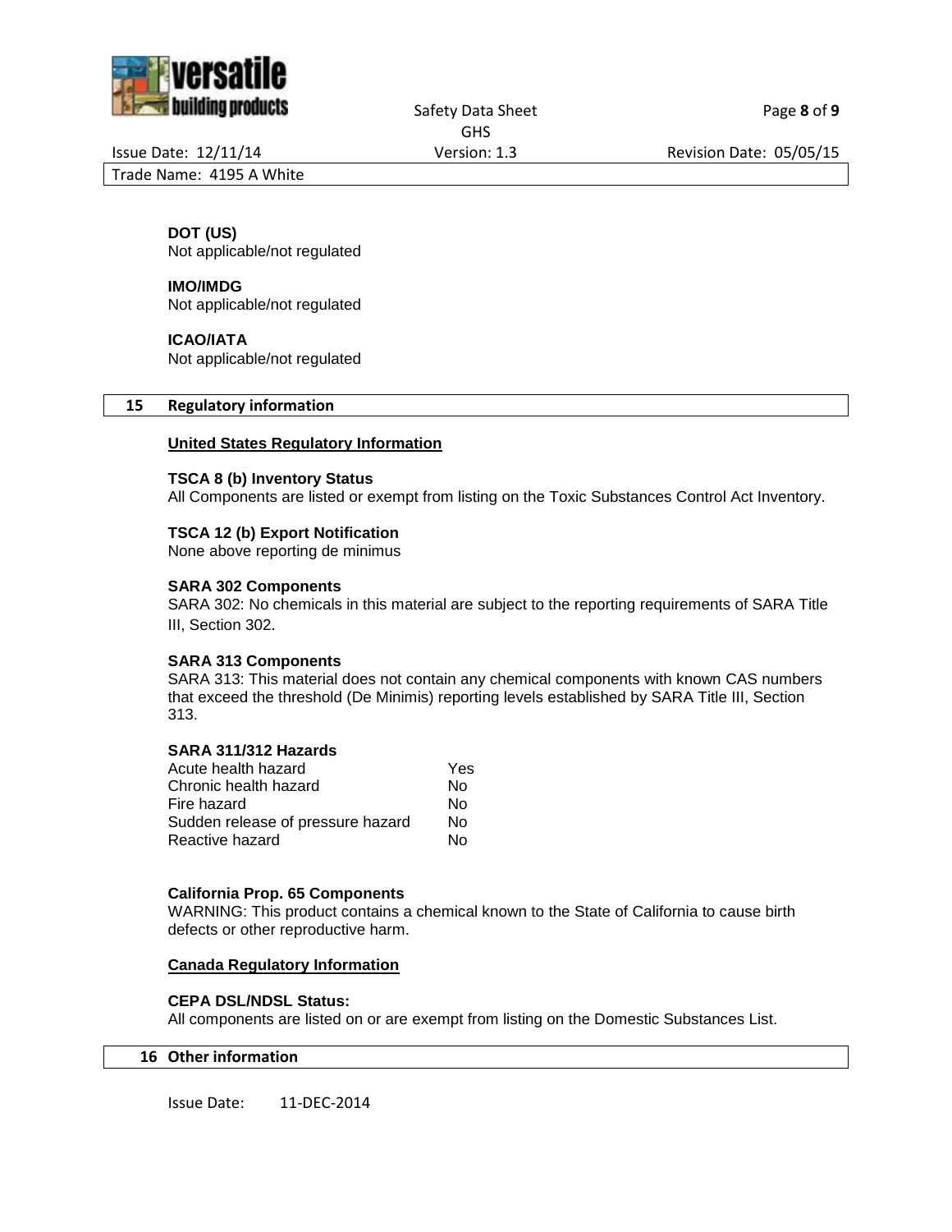**DOT (US)**
Not applicable/not regulated

**IMO/IMDG**
Not applicable/not regulated

**ICAO/IATA**
Not applicable/not regulated

## 15 Regulatory information

**United States Regulatory Information**

**TSCA 8 (b) Inventory Status**
All Components are listed or exempt from listing on the Toxic Substances Control Act Inventory.

**TSCA 12 (b) Export Notification**
None above reporting de minimus

**SARA 302 Components**
SARA 302: No chemicals in this material are subject to the reporting requirements of SARA Title III, Section 302.

**SARA 313 Components**
SARA 313: This material does not contain any chemical components with known CAS numbers that exceed the threshold (De Minimis) reporting levels established by SARA Title III, Section 313.

**SARA 311/312 Hazards**

| | |
|---|---|
| Acute health hazard | Yes |
| Chronic health hazard | No |
| Fire hazard | No |
| Sudden release of pressure hazard | No |
| Reactive hazard | No |

**California Prop. 65 Components**
WARNING: This product contains a chemical known to the State of California to cause birth defects or other reproductive harm.

**Canada Regulatory Information**

**CEPA DSL/NDSL Status:**
All components are listed on or are exempt from listing on the Domestic Substances List.

## 16 Other information

Issue Date: 11-DEC-2014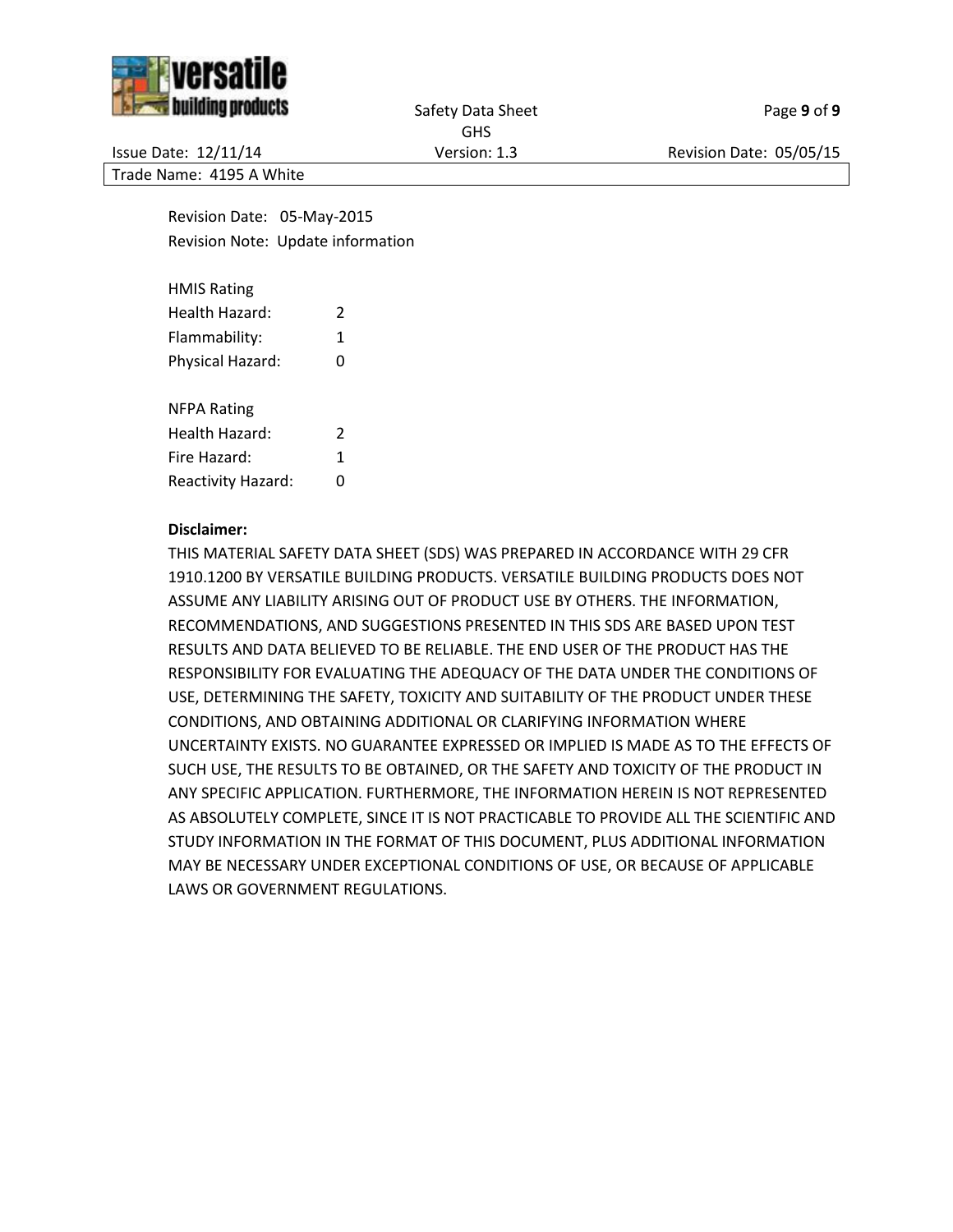Revision Date: 05-May-2015

Revision Note: Update information

HMIS Rating

| | |
|---|---|
| Health Hazard: | 2 |
| Flammability: | 1 |
| Physical Hazard: | 0 |

NFPA Rating

| | |
|---|---|
| Health Hazard: | 2 |
| Fire Hazard: | 1 |
| Reactivity Hazard: | 0 |

**Disclaimer:**

THIS MATERIAL SAFETY DATA SHEET (SDS) WAS PREPARED IN ACCORDANCE WITH 29 CFR 1910.1200 BY VERSATILE BUILDING PRODUCTS. VERSATILE BUILDING PRODUCTS DOES NOT ASSUME ANY LIABILITY ARISING OUT OF PRODUCT USE BY OTHERS. THE INFORMATION, RECOMMENDATIONS, AND SUGGESTIONS PRESENTED IN THIS SDS ARE BASED UPON TEST RESULTS AND DATA BELIEVED TO BE RELIABLE. THE END USER OF THE PRODUCT HAS THE RESPONSIBILITY FOR EVALUATING THE ADEQUACY OF THE DATA UNDER THE CONDITIONS OF USE, DETERMINING THE SAFETY, TOXICITY AND SUITABILITY OF THE PRODUCT UNDER THESE CONDITIONS, AND OBTAINING ADDITIONAL OR CLARIFYING INFORMATION WHERE UNCERTAINTY EXISTS. NO GUARANTEE EXPRESSED OR IMPLIED IS MADE AS TO THE EFFECTS OF SUCH USE, THE RESULTS TO BE OBTAINED, OR THE SAFETY AND TOXICITY OF THE PRODUCT IN ANY SPECIFIC APPLICATION. FURTHERMORE, THE INFORMATION HEREIN IS NOT REPRESENTED AS ABSOLUTELY COMPLETE, SINCE IT IS NOT PRACTICABLE TO PROVIDE ALL THE SCIENTIFIC AND STUDY INFORMATION IN THE FORMAT OF THIS DOCUMENT, PLUS ADDITIONAL INFORMATION MAY BE NECESSARY UNDER EXCEPTIONAL CONDITIONS OF USE, OR BECAUSE OF APPLICABLE LAWS OR GOVERNMENT REGULATIONS.